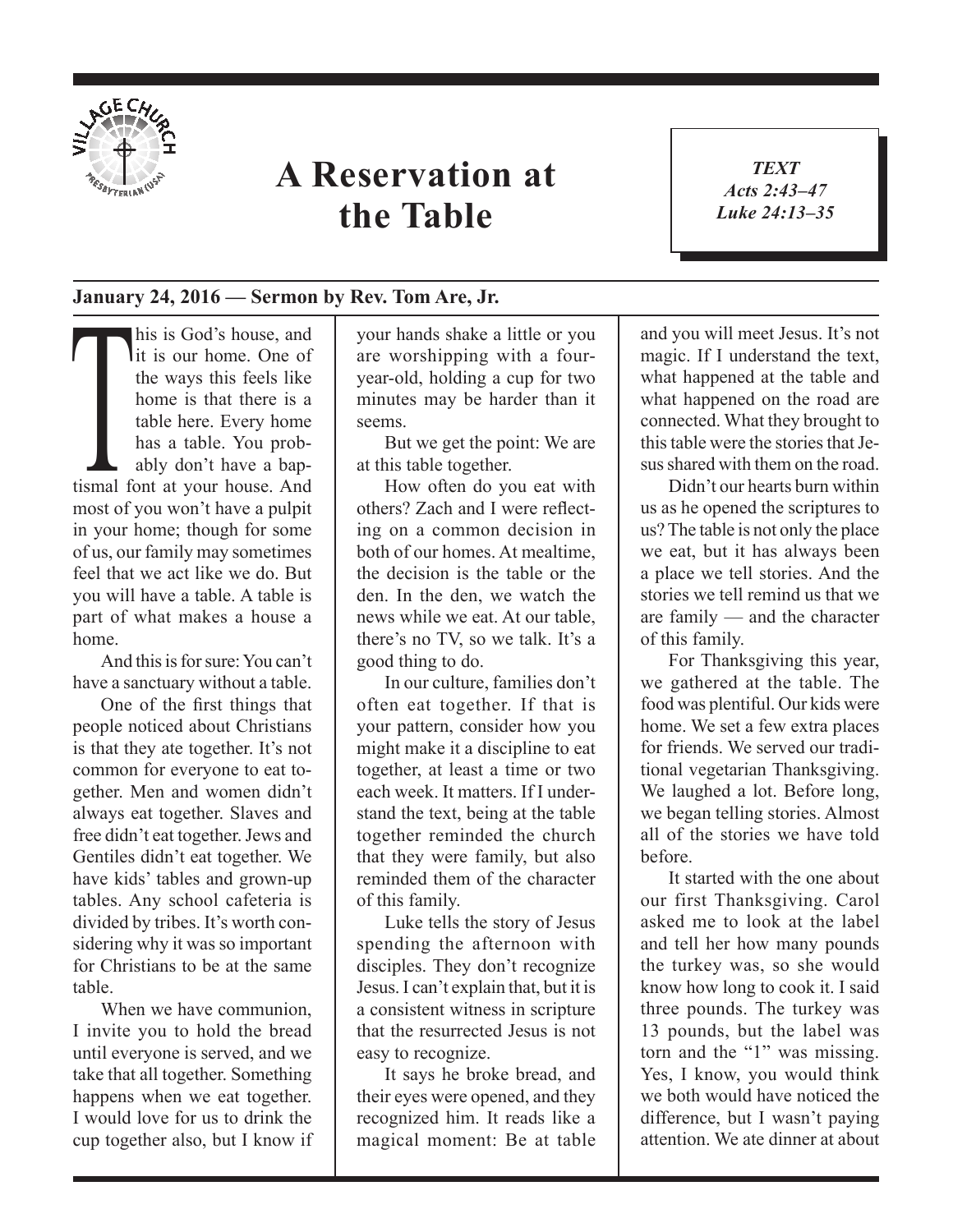# A Reservation at the Table

*TEXT*
*Acts 2:43–47*
*Luke 24:13–35*

**January 24, 2016 — Sermon by Rev. Tom Are, Jr.**

This is God's house, and it is our home. One of the ways this feels like home is that there is a table here. Every home has a table. You probably don't have a baptismal font at your house. And most of you won't have a pulpit in your home; though for some of us, our family may sometimes feel that we act like we do. But you will have a table. A table is part of what makes a house a home.

And this is for sure: You can't have a sanctuary without a table.

One of the first things that people noticed about Christians is that they ate together. It's not common for everyone to eat together. Men and women didn't always eat together. Slaves and free didn't eat together. Jews and Gentiles didn't eat together. We have kids' tables and grown-up tables. Any school cafeteria is divided by tribes. It's worth considering why it was so important for Christians to be at the same table.

When we have communion, I invite you to hold the bread until everyone is served, and we take that all together. Something happens when we eat together. I would love for us to drink the cup together also, but I know if your hands shake a little or you are worshipping with a four-year-old, holding a cup for two minutes may be harder than it seems.

But we get the point: We are at this table together.

How often do you eat with others? Zach and I were reflecting on a common decision in both of our homes. At mealtime, the decision is the table or the den. In the den, we watch the news while we eat. At our table, there's no TV, so we talk. It's a good thing to do.

In our culture, families don't often eat together. If that is your pattern, consider how you might make it a discipline to eat together, at least a time or two each week. It matters. If I understand the text, being at the table together reminded the church that they were family, but also reminded them of the character of this family.

Luke tells the story of Jesus spending the afternoon with disciples. They don't recognize Jesus. I can't explain that, but it is a consistent witness in scripture that the resurrected Jesus is not easy to recognize.

It says he broke bread, and their eyes were opened, and they recognized him. It reads like a magical moment: Be at table and you will meet Jesus. It's not magic. If I understand the text, what happened at the table and what happened on the road are connected. What they brought to this table were the stories that Jesus shared with them on the road.

Didn't our hearts burn within us as he opened the scriptures to us? The table is not only the place we eat, but it has always been a place we tell stories. And the stories we tell remind us that we are family — and the character of this family.

For Thanksgiving this year, we gathered at the table. The food was plentiful. Our kids were home. We set a few extra places for friends. We served our traditional vegetarian Thanksgiving. We laughed a lot. Before long, we began telling stories. Almost all of the stories we have told before.

It started with the one about our first Thanksgiving. Carol asked me to look at the label and tell her how many pounds the turkey was, so she would know how long to cook it. I said three pounds. The turkey was 13 pounds, but the label was torn and the "1" was missing. Yes, I know, you would think we both would have noticed the difference, but I wasn't paying attention. We ate dinner at about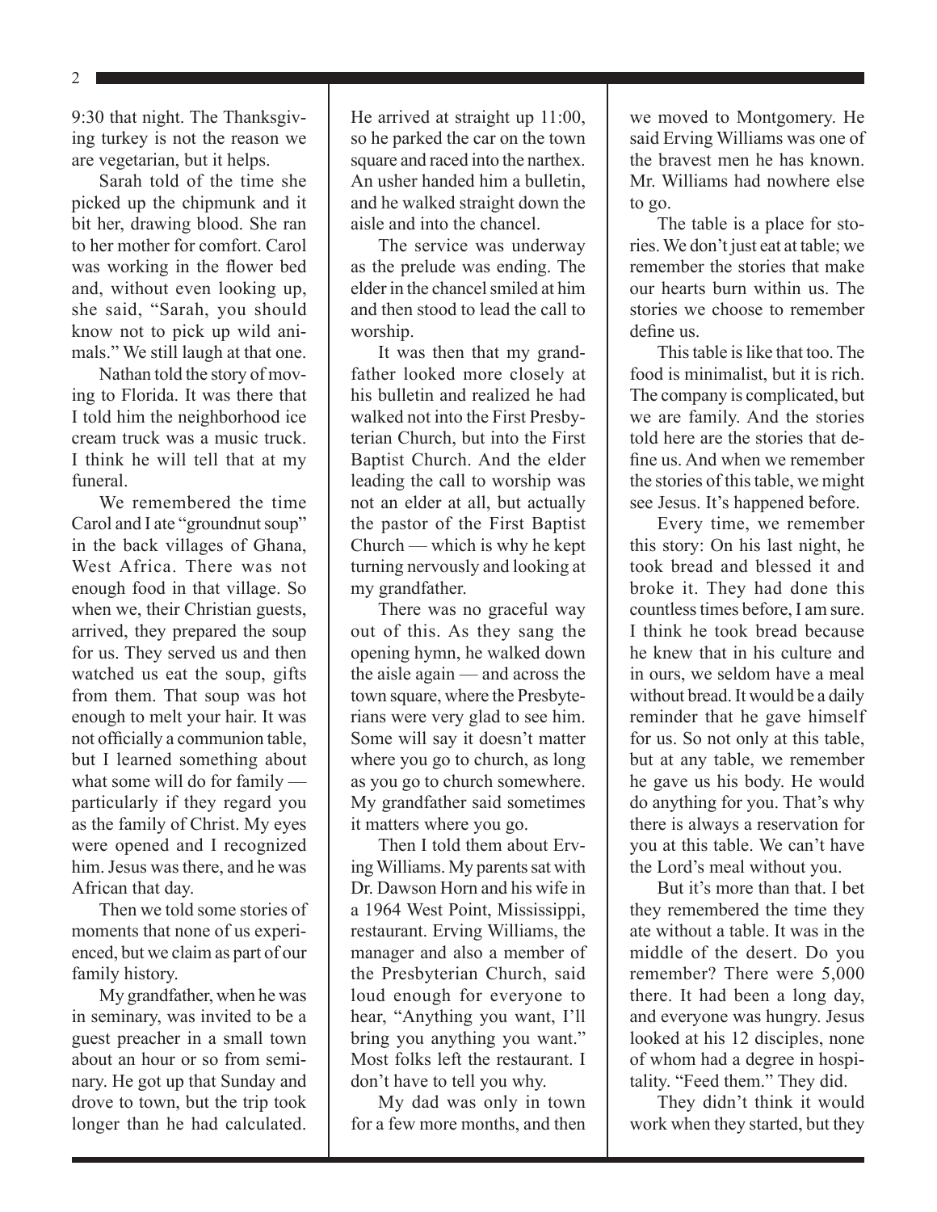9:30 that night. The Thanksgiving turkey is not the reason we are vegetarian, but it helps.

Sarah told of the time she picked up the chipmunk and it bit her, drawing blood. She ran to her mother for comfort. Carol was working in the flower bed and, without even looking up, she said, "Sarah, you should know not to pick up wild animals." We still laugh at that one.

Nathan told the story of moving to Florida. It was there that I told him the neighborhood ice cream truck was a music truck. I think he will tell that at my funeral.

We remembered the time Carol and I ate "groundnut soup" in the back villages of Ghana, West Africa. There was not enough food in that village. So when we, their Christian guests, arrived, they prepared the soup for us. They served us and then watched us eat the soup, gifts from them. That soup was hot enough to melt your hair. It was not officially a communion table, but I learned something about what some will do for family — particularly if they regard you as the family of Christ. My eyes were opened and I recognized him. Jesus was there, and he was African that day.

Then we told some stories of moments that none of us experienced, but we claim as part of our family history.

My grandfather, when he was in seminary, was invited to be a guest preacher in a small town about an hour or so from seminary. He got up that Sunday and drove to town, but the trip took longer than he had calculated. He arrived at straight up 11:00, so he parked the car on the town square and raced into the narthex. An usher handed him a bulletin, and he walked straight down the aisle and into the chancel.

The service was underway as the prelude was ending. The elder in the chancel smiled at him and then stood to lead the call to worship.

It was then that my grandfather looked more closely at his bulletin and realized he had walked not into the First Presbyterian Church, but into the First Baptist Church. And the elder leading the call to worship was not an elder at all, but actually the pastor of the First Baptist Church — which is why he kept turning nervously and looking at my grandfather.

There was no graceful way out of this. As they sang the opening hymn, he walked down the aisle again — and across the town square, where the Presbyterians were very glad to see him. Some will say it doesn't matter where you go to church, as long as you go to church somewhere. My grandfather said sometimes it matters where you go.

Then I told them about Erving Williams. My parents sat with Dr. Dawson Horn and his wife in a 1964 West Point, Mississippi, restaurant. Erving Williams, the manager and also a member of the Presbyterian Church, said loud enough for everyone to hear, "Anything you want, I'll bring you anything you want." Most folks left the restaurant. I don't have to tell you why.

My dad was only in town for a few more months, and then we moved to Montgomery. He said Erving Williams was one of the bravest men he has known. Mr. Williams had nowhere else to go.

The table is a place for stories. We don't just eat at table; we remember the stories that make our hearts burn within us. The stories we choose to remember define us.

This table is like that too. The food is minimalist, but it is rich. The company is complicated, but we are family. And the stories told here are the stories that define us. And when we remember the stories of this table, we might see Jesus. It's happened before.

Every time, we remember this story: On his last night, he took bread and blessed it and broke it. They had done this countless times before, I am sure. I think he took bread because he knew that in his culture and in ours, we seldom have a meal without bread. It would be a daily reminder that he gave himself for us. So not only at this table, but at any table, we remember he gave us his body. He would do anything for you. That's why there is always a reservation for you at this table. We can't have the Lord's meal without you.

But it's more than that. I bet they remembered the time they ate without a table. It was in the middle of the desert. Do you remember? There were 5,000 there. It had been a long day, and everyone was hungry. Jesus looked at his 12 disciples, none of whom had a degree in hospitality. "Feed them." They did.

They didn't think it would work when they started, but they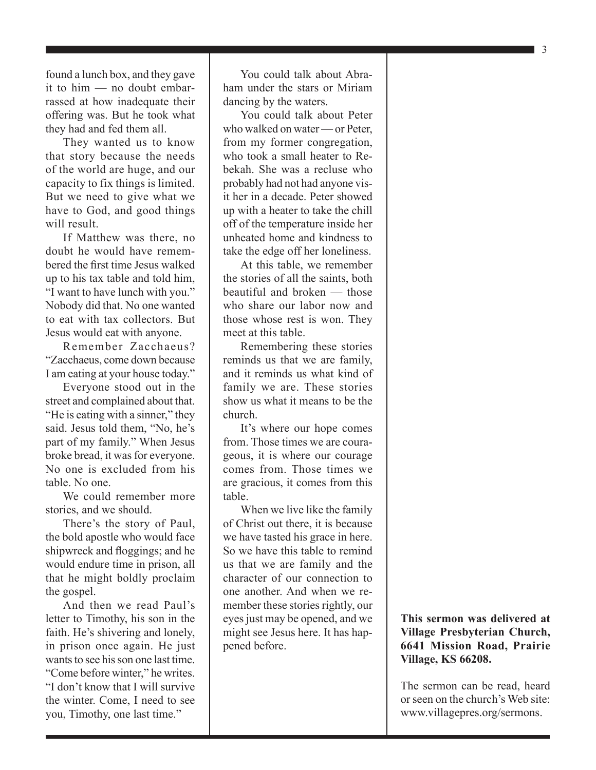found a lunch box, and they gave it to him — no doubt embarrassed at how inadequate their offering was. But he took what they had and fed them all.

They wanted us to know that story because the needs of the world are huge, and our capacity to fix things is limited. But we need to give what we have to God, and good things will result.

If Matthew was there, no doubt he would have remembered the first time Jesus walked up to his tax table and told him, "I want to have lunch with you." Nobody did that. No one wanted to eat with tax collectors. But Jesus would eat with anyone.

Remember Zacchaeus? "Zacchaeus, come down because I am eating at your house today."

Everyone stood out in the street and complained about that. "He is eating with a sinner," they said. Jesus told them, "No, he's part of my family." When Jesus broke bread, it was for everyone. No one is excluded from his table. No one.

We could remember more stories, and we should.

There's the story of Paul, the bold apostle who would face shipwreck and floggings; and he would endure time in prison, all that he might boldly proclaim the gospel.

And then we read Paul's letter to Timothy, his son in the faith. He's shivering and lonely, in prison once again. He just wants to see his son one last time. "Come before winter," he writes. "I don't know that I will survive the winter. Come, I need to see you, Timothy, one last time."

You could talk about Abraham under the stars or Miriam dancing by the waters.

You could talk about Peter who walked on water — or Peter, from my former congregation, who took a small heater to Rebekah. She was a recluse who probably had not had anyone visit her in a decade. Peter showed up with a heater to take the chill off of the temperature inside her unheated home and kindness to take the edge off her loneliness.

At this table, we remember the stories of all the saints, both beautiful and broken — those who share our labor now and those whose rest is won. They meet at this table.

Remembering these stories reminds us that we are family, and it reminds us what kind of family we are. These stories show us what it means to be the church.

It's where our hope comes from. Those times we are courageous, it is where our courage comes from. Those times we are gracious, it comes from this table.

When we live like the family of Christ out there, it is because we have tasted his grace in here. So we have this table to remind us that we are family and the character of our connection to one another. And when we remember these stories rightly, our eyes just may be opened, and we might see Jesus here. It has happened before.

**This sermon was delivered at Village Presbyterian Church, 6641 Mission Road, Prairie Village, KS 66208.**

The sermon can be read, heard or seen on the church's Web site: www.villagepres.org/sermons.